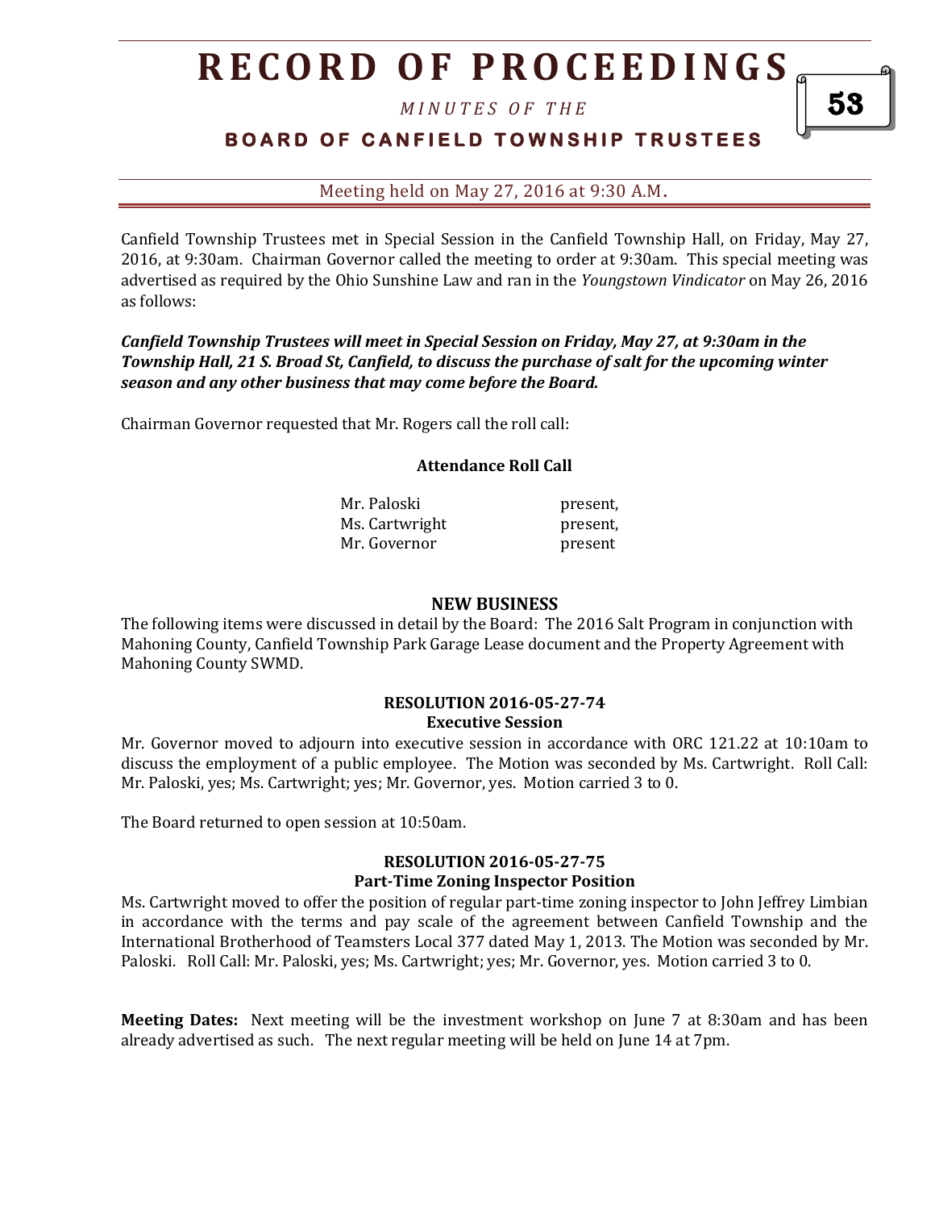# RECORD OF PROCEEDINGS

*MINUTES OF THE*

## BOARD OF CANFIELD TOWNSHIP TRUSTEES

Meeting held on May 27, 2016 at 9:30 A.M.

Canfield Township Trustees met in Special Session in the Canfield Township Hall, on Friday, May 27, 2016, at 9:30am. Chairman Governor called the meeting to order at 9:30am. This special meeting was advertised as required by the Ohio Sunshine Law and ran in the *Youngstown Vindicator* on May 26, 2016 as follows:

***Canfield Township Trustees will meet in Special Session on Friday, May 27, at 9:30am in the Township Hall, 21 S. Broad St, Canfield, to discuss the purchase of salt for the upcoming winter season and any other business that may come before the Board.***

Chairman Governor requested that Mr. Rogers call the roll call:

**Attendance Roll Call**

| | |
|---|---|
| Mr. Paloski | present, |
| Ms. Cartwright | present, |
| Mr. Governor | present |

### NEW BUSINESS

The following items were discussed in detail by the Board: The 2016 Salt Program in conjunction with Mahoning County, Canfield Township Park Garage Lease document and the Property Agreement with Mahoning County SWMD.

**RESOLUTION 2016-05-27-74**
**Executive Session**

Mr. Governor moved to adjourn into executive session in accordance with ORC 121.22 at 10:10am to discuss the employment of a public employee. The Motion was seconded by Ms. Cartwright. Roll Call: Mr. Paloski, yes; Ms. Cartwright; yes; Mr. Governor, yes. Motion carried 3 to 0.

The Board returned to open session at 10:50am.

**RESOLUTION 2016-05-27-75**
**Part-Time Zoning Inspector Position**

Ms. Cartwright moved to offer the position of regular part-time zoning inspector to John Jeffrey Limbian in accordance with the terms and pay scale of the agreement between Canfield Township and the International Brotherhood of Teamsters Local 377 dated May 1, 2013. The Motion was seconded by Mr. Paloski. Roll Call: Mr. Paloski, yes; Ms. Cartwright; yes; Mr. Governor, yes. Motion carried 3 to 0.

**Meeting Dates:** Next meeting will be the investment workshop on June 7 at 8:30am and has been already advertised as such. The next regular meeting will be held on June 14 at 7pm.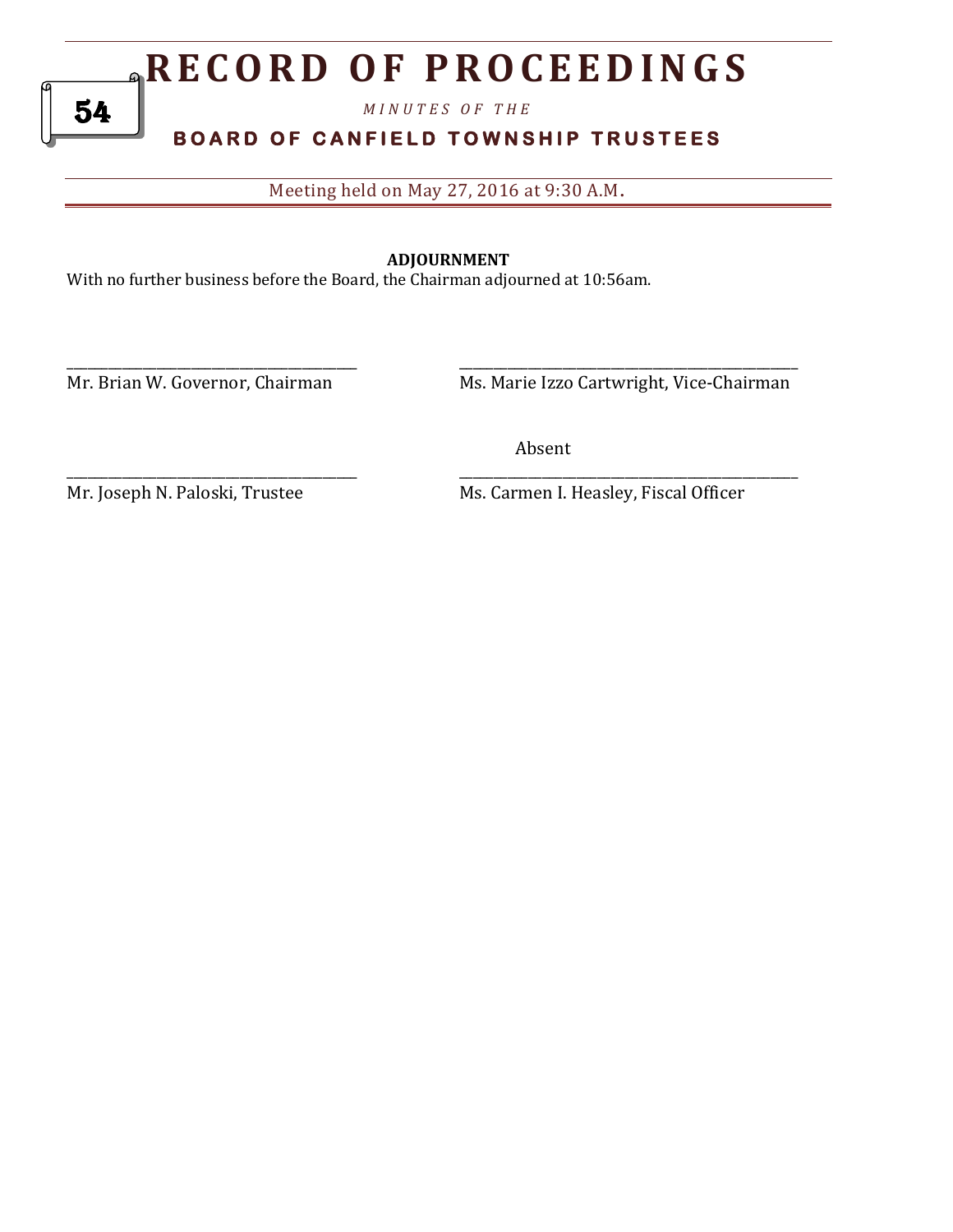**ADJOURNMENT**

With no further business before the Board, the Chairman adjourned at 10:56am.

______________________________________
Mr. Brian W. Governor, Chairman

______________________________________
Ms. Marie Izzo Cartwright, Vice-Chairman

______________________________________
Mr. Joseph N. Paloski, Trustee

Absent
______________________________________
Ms. Carmen I. Heasley, Fiscal Officer